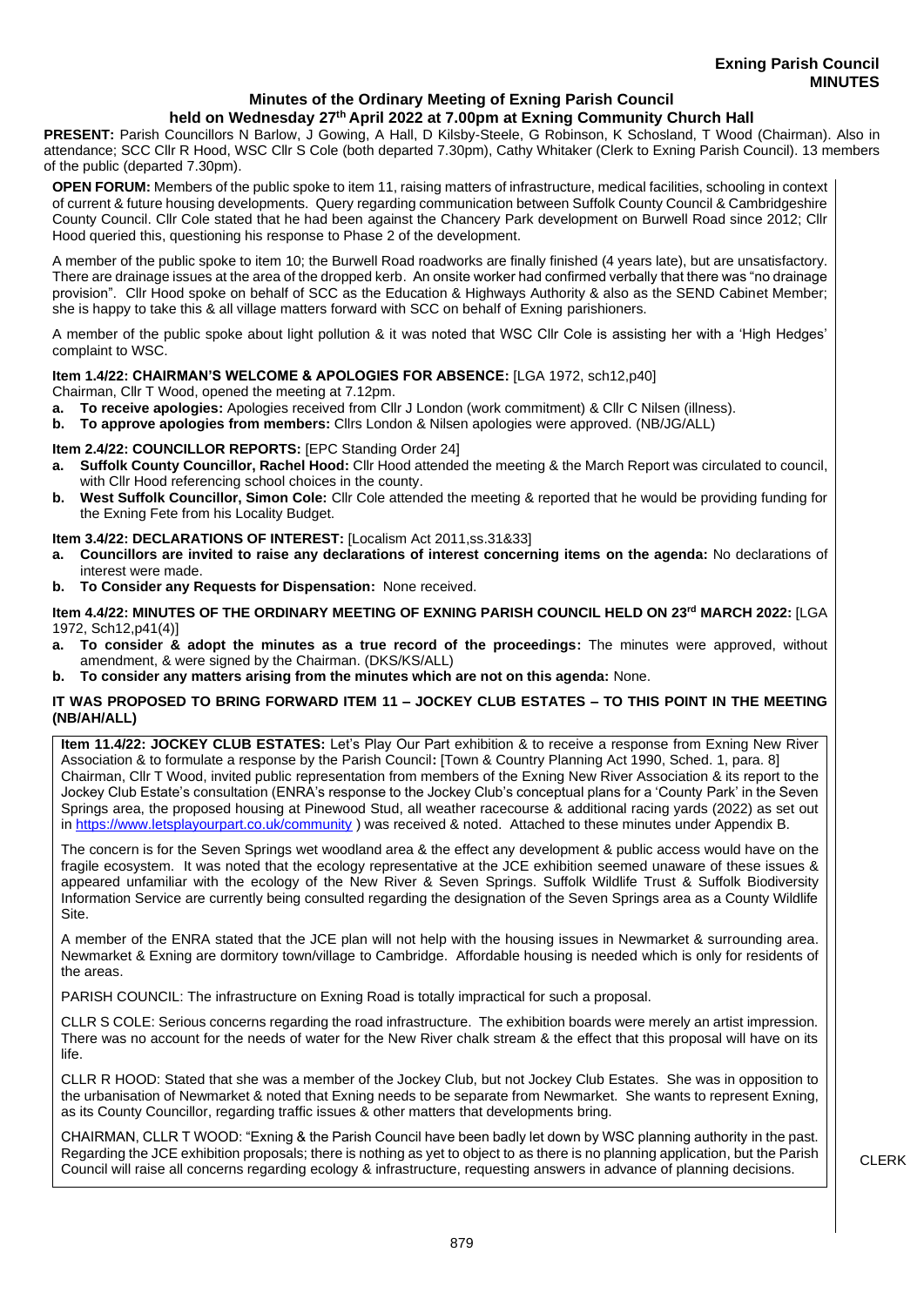**Exning Parish Council**
**MINUTES**

# Minutes of the Ordinary Meeting of Exning Parish Council

## held on Wednesday 27th April 2022 at 7.00pm at Exning Community Church Hall

**PRESENT:** Parish Councillors N Barlow, J Gowing, A Hall, D Kilsby-Steele, G Robinson, K Schosland, T Wood (Chairman). Also in attendance; SCC Cllr R Hood, WSC Cllr S Cole (both departed 7.30pm), Cathy Whitaker (Clerk to Exning Parish Council). 13 members of the public (departed 7.30pm).

**OPEN FORUM:** Members of the public spoke to item 11, raising matters of infrastructure, medical facilities, schooling in context of current & future housing developments. Query regarding communication between Suffolk County Council & Cambridgeshire County Council. Cllr Cole stated that he had been against the Chancery Park development on Burwell Road since 2012; Cllr Hood queried this, questioning his response to Phase 2 of the development.

A member of the public spoke to item 10; the Burwell Road roadworks are finally finished (4 years late), but are unsatisfactory. There are drainage issues at the area of the dropped kerb. An onsite worker had confirmed verbally that there was "no drainage provision". Cllr Hood spoke on behalf of SCC as the Education & Highways Authority & also as the SEND Cabinet Member; she is happy to take this & all village matters forward with SCC on behalf of Exning parishioners.

A member of the public spoke about light pollution & it was noted that WSC Cllr Cole is assisting her with a 'High Hedges' complaint to WSC.

**Item 1.4/22: CHAIRMAN'S WELCOME & APOLOGIES FOR ABSENCE:** [LGA 1972, sch12,p40]

Chairman, Cllr T Wood, opened the meeting at 7.12pm.

- **a. To receive apologies:** Apologies received from Cllr J London (work commitment) & Cllr C Nilsen (illness).
- **b. To approve apologies from members:** Cllrs London & Nilsen apologies were approved. (NB/JG/ALL)

**Item 2.4/22: COUNCILLOR REPORTS:** [EPC Standing Order 24]

- **a. Suffolk County Councillor, Rachel Hood:** Cllr Hood attended the meeting & the March Report was circulated to council, with Cllr Hood referencing school choices in the county.
- **b. West Suffolk Councillor, Simon Cole:** Cllr Cole attended the meeting & reported that he would be providing funding for the Exning Fete from his Locality Budget.

**Item 3.4/22: DECLARATIONS OF INTEREST:** [Localism Act 2011,ss.31&33]

- **a. Councillors are invited to raise any declarations of interest concerning items on the agenda:** No declarations of interest were made.
- **b. To Consider any Requests for Dispensation:** None received.

**Item 4.4/22: MINUTES OF THE ORDINARY MEETING OF EXNING PARISH COUNCIL HELD ON 23rd MARCH 2022:** [LGA 1972, Sch12,p41(4)]

- **a. To consider & adopt the minutes as a true record of the proceedings:** The minutes were approved, without amendment, & were signed by the Chairman. (DKS/KS/ALL)
- **b. To consider any matters arising from the minutes which are not on this agenda:** None.

**IT WAS PROPOSED TO BRING FORWARD ITEM 11 – JOCKEY CLUB ESTATES – TO THIS POINT IN THE MEETING (NB/AH/ALL)**

**Item 11.4/22: JOCKEY CLUB ESTATES:** Let's Play Our Part exhibition & to receive a response from Exning New River Association & to formulate a response by the Parish Council**:** [Town & Country Planning Act 1990, Sched. 1, para. 8]
Chairman, Cllr T Wood, invited public representation from members of the Exning New River Association & its report to the Jockey Club Estate's consultation (ENRA's response to the Jockey Club's conceptual plans for a 'County Park' in the Seven Springs area, the proposed housing at Pinewood Stud, all weather racecourse & additional racing yards (2022) as set out in https://www.letsplayourpart.co.uk/community ) was received & noted. Attached to these minutes under Appendix B.

The concern is for the Seven Springs wet woodland area & the effect any development & public access would have on the fragile ecosystem. It was noted that the ecology representative at the JCE exhibition seemed unaware of these issues & appeared unfamiliar with the ecology of the New River & Seven Springs. Suffolk Wildlife Trust & Suffolk Biodiversity Information Service are currently being consulted regarding the designation of the Seven Springs area as a County Wildlife Site.

A member of the ENRA stated that the JCE plan will not help with the housing issues in Newmarket & surrounding area. Newmarket & Exning are dormitory town/village to Cambridge. Affordable housing is needed which is only for residents of the areas.

PARISH COUNCIL: The infrastructure on Exning Road is totally impractical for such a proposal.

CLLR S COLE: Serious concerns regarding the road infrastructure. The exhibition boards were merely an artist impression. There was no account for the needs of water for the New River chalk stream & the effect that this proposal will have on its life.

CLLR R HOOD: Stated that she was a member of the Jockey Club, but not Jockey Club Estates. She was in opposition to the urbanisation of Newmarket & noted that Exning needs to be separate from Newmarket. She wants to represent Exning, as its County Councillor, regarding traffic issues & other matters that developments bring.

CHAIRMAN, CLLR T WOOD: "Exning & the Parish Council have been badly let down by WSC planning authority in the past. Regarding the JCE exhibition proposals; there is nothing as yet to object to as there is no planning application, but the Parish Council will raise all concerns regarding ecology & infrastructure, requesting answers in advance of planning decisions. — CLERK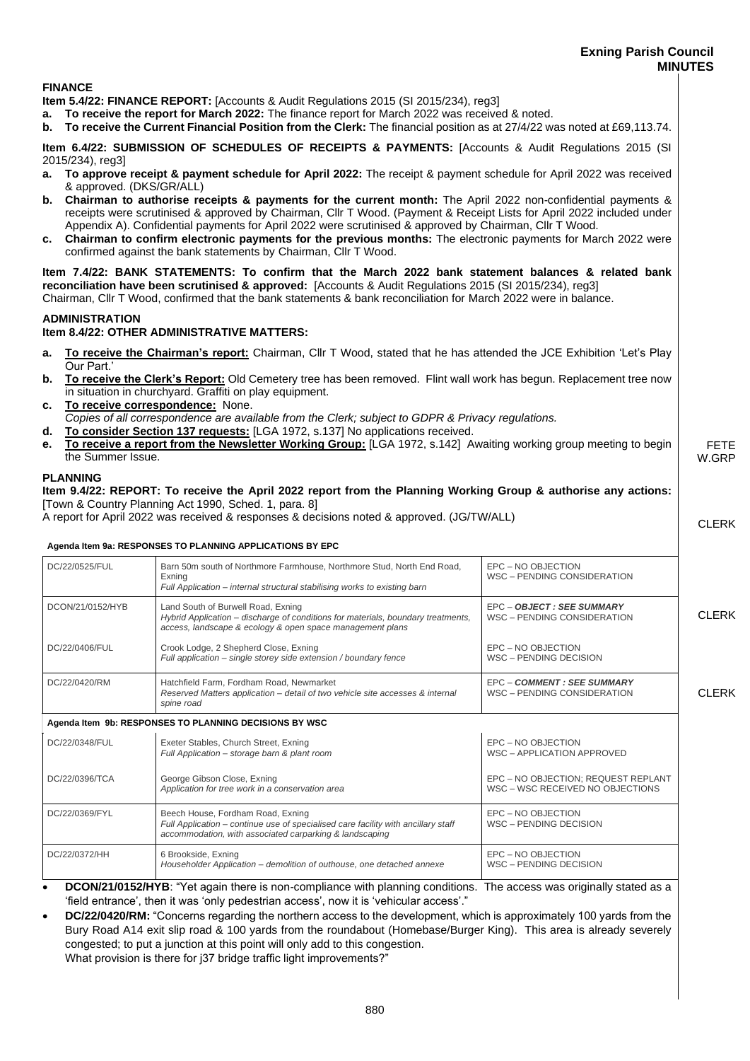## FINANCE

**Item 5.4/22: FINANCE REPORT:** [Accounts & Audit Regulations 2015 (SI 2015/234), reg3]

**a. To receive the report for March 2022:** The finance report for March 2022 was received & noted.

**b. To receive the Current Financial Position from the Clerk:** The financial position as at 27/4/22 was noted at £69,113.74.

**Item 6.4/22: SUBMISSION OF SCHEDULES OF RECEIPTS & PAYMENTS:** [Accounts & Audit Regulations 2015 (SI 2015/234), reg3]

**a. To approve receipt & payment schedule for April 2022:** The receipt & payment schedule for April 2022 was received & approved. (DKS/GR/ALL)

**b. Chairman to authorise receipts & payments for the current month:** The April 2022 non-confidential payments & receipts were scrutinised & approved by Chairman, Cllr T Wood. (Payment & Receipt Lists for April 2022 included under Appendix A). Confidential payments for April 2022 were scrutinised & approved by Chairman, Cllr T Wood.

**c. Chairman to confirm electronic payments for the previous months:** The electronic payments for March 2022 were confirmed against the bank statements by Chairman, Cllr T Wood.

**Item 7.4/22: BANK STATEMENTS: To confirm that the March 2022 bank statement balances & related bank reconciliation have been scrutinised & approved:** [Accounts & Audit Regulations 2015 (SI 2015/234), reg3]
Chairman, Cllr T Wood, confirmed that the bank statements & bank reconciliation for March 2022 were in balance.

## ADMINISTRATION

**Item 8.4/22: OTHER ADMINISTRATIVE MATTERS:**

**a. To receive the Chairman's report:** Chairman, Cllr T Wood, stated that he has attended the JCE Exhibition 'Let's Play Our Part.'

**b. To receive the Clerk's Report:** Old Cemetery tree has been removed. Flint wall work has begun. Replacement tree now in situation in churchyard. Graffiti on play equipment.

**c. To receive correspondence:** None.
*Copies of all correspondence are available from the Clerk; subject to GDPR & Privacy regulations.*

**d. To consider Section 137 requests:** [LGA 1972, s.137] No applications received.

**e. To receive a report from the Newsletter Working Group:** [LGA 1972, s.142] Awaiting working group meeting to begin the Summer Issue. — FETE W.GRP

## PLANNING

**Item 9.4/22: REPORT: To receive the April 2022 report from the Planning Working Group & authorise any actions:** [Town & Country Planning Act 1990, Sched. 1, para. 8]
A report for April 2022 was received & responses & decisions noted & approved. (JG/TW/ALL) — CLERK

**Agenda Item 9a: RESPONSES TO PLANNING APPLICATIONS BY EPC**

| | | | |
|---|---|---|---|
| DC/22/0525/FUL | Barn 50m south of Northmore Farmhouse, Northmore Stud, North End Road, Exning<br>*Full Application – internal structural stabilising works to existing barn* | EPC – NO OBJECTION<br>WSC – PENDING CONSIDERATION | |
| DCON/21/0152/HYB | Land South of Burwell Road, Exning<br>*Hybrid Application – discharge of conditions for materials, boundary treatments, access, landscape & ecology & open space management plans* | EPC – ***OBJECT : SEE SUMMARY***<br>WSC – PENDING CONSIDERATION | CLERK |
| DC/22/0406/FUL | Crook Lodge, 2 Shepherd Close, Exning<br>*Full application – single storey side extension / boundary fence* | EPC – NO OBJECTION<br>WSC – PENDING DECISION | |
| DC/22/0420/RM | Hatchfield Farm, Fordham Road, Newmarket<br>*Reserved Matters application – detail of two vehicle site accesses & internal spine road* | EPC – ***COMMENT : SEE SUMMARY***<br>WSC – PENDING CONSIDERATION | CLERK |

**Agenda Item 9b: RESPONSES TO PLANNING DECISIONS BY WSC**

| | | |
|---|---|---|
| DC/22/0348/FUL | Exeter Stables, Church Street, Exning<br>*Full Application – storage barn & plant room* | EPC – NO OBJECTION<br>WSC – APPLICATION APPROVED |
| DC/22/0396/TCA | George Gibson Close, Exning<br>*Application for tree work in a conservation area* | EPC – NO OBJECTION; REQUEST REPLANT<br>WSC – WSC RECEIVED NO OBJECTIONS |
| DC/22/0369/FYL | Beech House, Fordham Road, Exning<br>*Full Application – continue use of specialised care facility with ancillary staff accommodation, with associated carparking & landscaping* | EPC – NO OBJECTION<br>WSC – PENDING DECISION |
| DC/22/0372/HH | 6 Brookside, Exning<br>*Householder Application – demolition of outhouse, one detached annexe* | EPC – NO OBJECTION<br>WSC – PENDING DECISION |

- **DCON/21/0152/HYB**: "Yet again there is non-compliance with planning conditions. The access was originally stated as a 'field entrance', then it was 'only pedestrian access', now it is 'vehicular access'."
- **DC/22/0420/RM:** "Concerns regarding the northern access to the development, which is approximately 100 yards from the Bury Road A14 exit slip road & 100 yards from the roundabout (Homebase/Burger King). This area is already severely congested; to put a junction at this point will only add to this congestion.
  What provision is there for j37 bridge traffic light improvements?"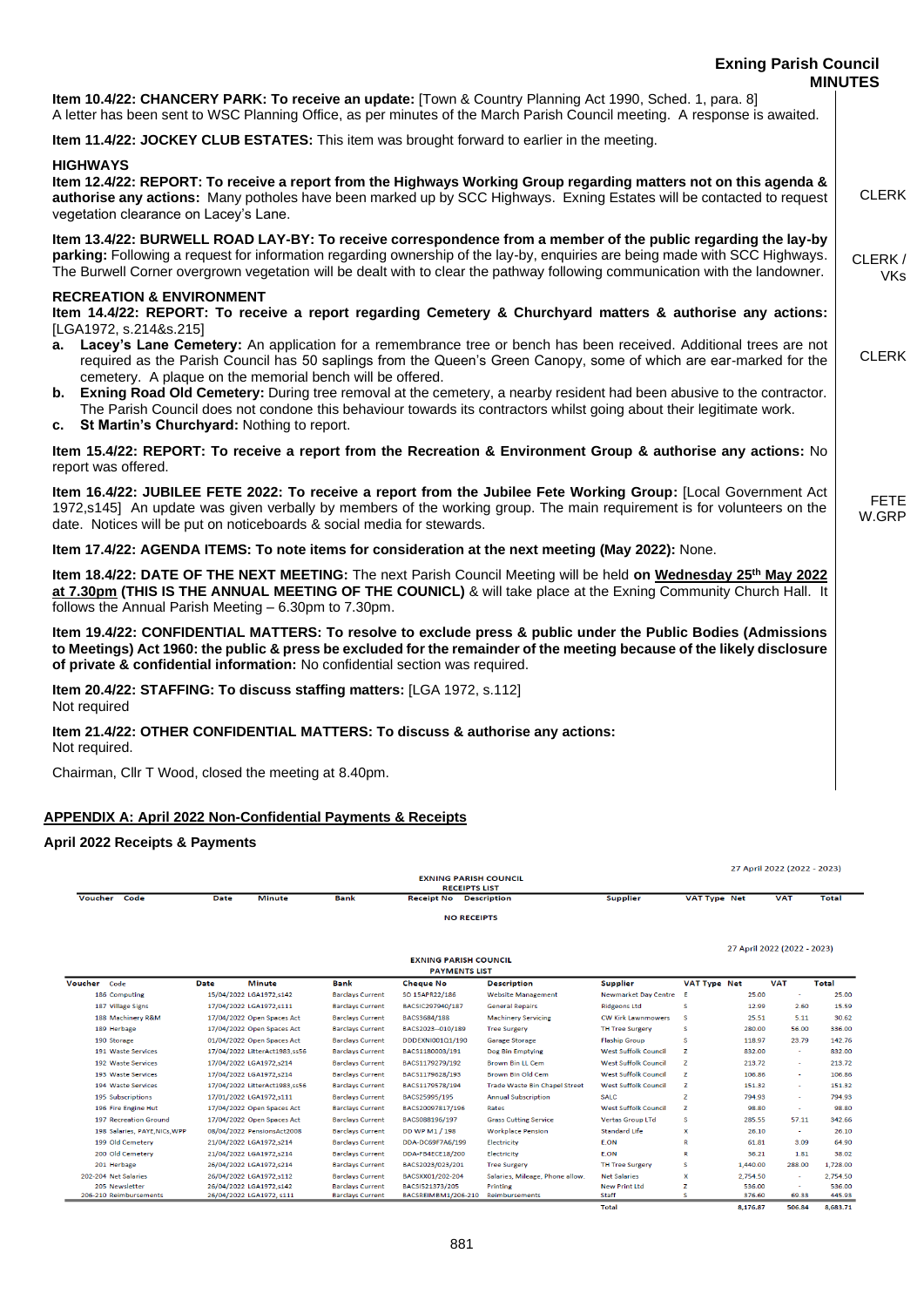**Item 10.4/22: CHANCERY PARK: To receive an update:** [Town & Country Planning Act 1990, Sched. 1, para. 8]
A letter has been sent to WSC Planning Office, as per minutes of the March Parish Council meeting. A response is awaited.

**Item 11.4/22: JOCKEY CLUB ESTATES:** This item was brought forward to earlier in the meeting.

**HIGHWAYS**

**Item 12.4/22: REPORT: To receive a report from the Highways Working Group regarding matters not on this agenda & authorise any actions:** Many potholes have been marked up by SCC Highways. Exning Estates will be contacted to request vegetation clearance on Lacey's Lane. — CLERK

**Item 13.4/22: BURWELL ROAD LAY-BY: To receive correspondence from a member of the public regarding the lay-by parking:** Following a request for information regarding ownership of the lay-by, enquiries are being made with SCC Highways. The Burwell Corner overgrown vegetation will be dealt with to clear the pathway following communication with the landowner. — CLERK / VKs

**RECREATION & ENVIRONMENT**

**Item 14.4/22: REPORT: To receive a report regarding Cemetery & Churchyard matters & authorise any actions:** [LGA1972, s.214&s.215]

a. **Lacey's Lane Cemetery:** An application for a remembrance tree or bench has been received. Additional trees are not required as the Parish Council has 50 saplings from the Queen's Green Canopy, some of which are ear-marked for the cemetery. A plaque on the memorial bench will be offered. — CLERK
b. **Exning Road Old Cemetery:** During tree removal at the cemetery, a nearby resident had been abusive to the contractor. The Parish Council does not condone this behaviour towards its contractors whilst going about their legitimate work.
c. **St Martin's Churchyard:** Nothing to report.

**Item 15.4/22: REPORT: To receive a report from the Recreation & Environment Group & authorise any actions:** No report was offered.

**Item 16.4/22: JUBILEE FETE 2022: To receive a report from the Jubilee Fete Working Group:** [Local Government Act 1972,s145] An update was given verbally by members of the working group. The main requirement is for volunteers on the date. Notices will be put on noticeboards & social media for stewards. — FETE W.GRP

**Item 17.4/22: AGENDA ITEMS: To note items for consideration at the next meeting (May 2022):** None.

**Item 18.4/22: DATE OF THE NEXT MEETING:** The next Parish Council Meeting will be held **on <u>Wednesday 25th May 2022 at 7.30pm</u> (THIS IS THE ANNUAL MEETING OF THE COUNCIL)** & will take place at the Exning Community Church Hall. It follows the Annual Parish Meeting – 6.30pm to 7.30pm.

**Item 19.4/22: CONFIDENTIAL MATTERS: To resolve to exclude press & public under the Public Bodies (Admissions to Meetings) Act 1960: the public & press be excluded for the remainder of the meeting because of the likely disclosure of private & confidential information:** No confidential section was required.

**Item 20.4/22: STAFFING: To discuss staffing matters:** [LGA 1972, s.112]
Not required

**Item 21.4/22: OTHER CONFIDENTIAL MATTERS: To discuss & authorise any actions:**
Not required.

Chairman, Cllr T Wood, closed the meeting at 8.40pm.

## APPENDIX A: April 2022 Non-Confidential Payments & Receipts

**April 2022 Receipts & Payments**

**EXNING PARISH COUNCIL — RECEIPTS LIST** (27 April 2022 (2022 - 2023))

| Voucher | Code | Date | Minute | Bank | Receipt No | Description | Supplier | VAT Type | Net | VAT | Total |
|---|---|---|---|---|---|---|---|---|---|---|---|

NO RECEIPTS

**EXNING PARISH COUNCIL — PAYMENTS LIST** (27 April 2022 (2022 - 2023))

| Voucher | Code | Date | Minute | Bank | Cheque No | Description | Supplier | VAT Type | Net | VAT | Total |
|---|---|---|---|---|---|---|---|---|---|---|---|
| 186 | Computing | 15/04/2022 | LGA1972,s142 | Barclays Current | SO 15APR22/186 | Website Management | Newmarket Day Centre | E | 25.00 | - | 25.00 |
| 187 | Village Signs | 17/04/2022 | LGA1972,s111 | Barclays Current | BACSIC297940/187 | General Repairs | Ridgeons Ltd | S | 12.99 | 2.60 | 15.59 |
| 188 | Machinery R&M | 17/04/2022 | Open Spaces Act | Barclays Current | BACS3684/188 | Machinery Servicing | CW Kirk Lawnmowers | S | 25.51 | 5.11 | 30.62 |
| 189 | Herbage | 17/04/2022 | Open Spaces Act | Barclays Current | BACS2023--010/189 | Tree Surgery | TH Tree Surgery | S | 280.00 | 56.00 | 336.00 |
| 190 | Storage | 01/04/2022 | Open Spaces Act | Barclays Current | DDDEXNI001Q1/190 | Garage Storage | Flagship Group | S | 118.97 | 23.79 | 142.76 |
| 191 | Waste Services | 17/04/2022 | LitterAct1983,ss56 | Barclays Current | BACS1180003/191 | Dog Bin Emptying | West Suffolk Council | Z | 832.00 | - | 832.00 |
| 192 | Waste Services | 17/04/2022 | LGA1972,s214 | Barclays Current | BACS1179279/192 | Brown Bin LL Cem | West Suffolk Council | Z | 213.72 | - | 213.72 |
| 193 | Waste Services | 17/04/2022 | LGA1972,s214 | Barclays Current | BACS1179628/193 | Brown Bin Old Cem | West Suffolk Council | Z | 106.86 | - | 106.86 |
| 194 | Waste Services | 17/04/2022 | LitterAct1983,ss56 | Barclays Current | BACS1179578/194 | Trade Waste Bin Chapel Street | West Suffolk Council | Z | 151.32 | - | 151.32 |
| 195 | Subscriptions | 17/01/2022 | LGA1972,s111 | Barclays Current | BACS25995/195 | Annual Subscription | SALC | Z | 794.93 | - | 794.93 |
| 196 | Fire Engine Hut | 17/04/2022 | Open Spaces Act | Barclays Current | BACS20097817/196 | Rates | West Suffolk Council | Z | 98.80 | - | 98.80 |
| 197 | Recreation Ground | 17/04/2022 | Open Spaces Act | Barclays Current | BACS088196/197 | Grass Cutting Service | Vertas Group LTd | S | 285.55 | 57.11 | 342.66 |
| 198 | Salaries, PAYE,NICs,WPP | 08/04/2022 | PensionsAct2008 | Barclays Current | DD WP M1 / 198 | Workplace Pension | Standard Life | X | 26.10 | - | 26.10 |
| 199 | Old Cemetery | 21/04/2022 | LGA1972,s214 | Barclays Current | DDA-DC69F7A6/199 | Electricity | E.ON | R | 61.81 | 3.09 | 64.90 |
| 200 | Old Cemetery | 21/04/2022 | LGA1972,s214 | Barclays Current | DDA-F84ECE18/200 | Electricity | E.ON | R | 36.21 | 1.81 | 38.02 |
| 201 | Herbage | 26/04/2022 | LGA1972,s214 | Barclays Current | BACS2023/023/201 | Tree Surgery | TH Tree Surgery | S | 1,440.00 | 288.00 | 1,728.00 |
| 202-204 | Net Salaries | 26/04/2022 | LGA1972,s112 | Barclays Current | BACSXX01/202-204 | Salaries, Mileage, Phone allow. | Net Salaries | X | 2,754.50 | - | 2,754.50 |
| 205 | Newsletter | 26/04/2022 | LGA1972,s142 | Barclays Current | BACSI521373/205 | Printing | New Print Ltd | Z | 536.00 | - | 536.00 |
| 206-210 | Reimbursements | 26/04/2022 | LGA1972, s111 | Barclays Current | BACSREIMBM1/206-210 | Reimbursements | Staff | S | 376.60 | 69.33 | 445.93 |
| | | | | | | | Total | | 8,176.87 | 506.84 | 8,683.71 |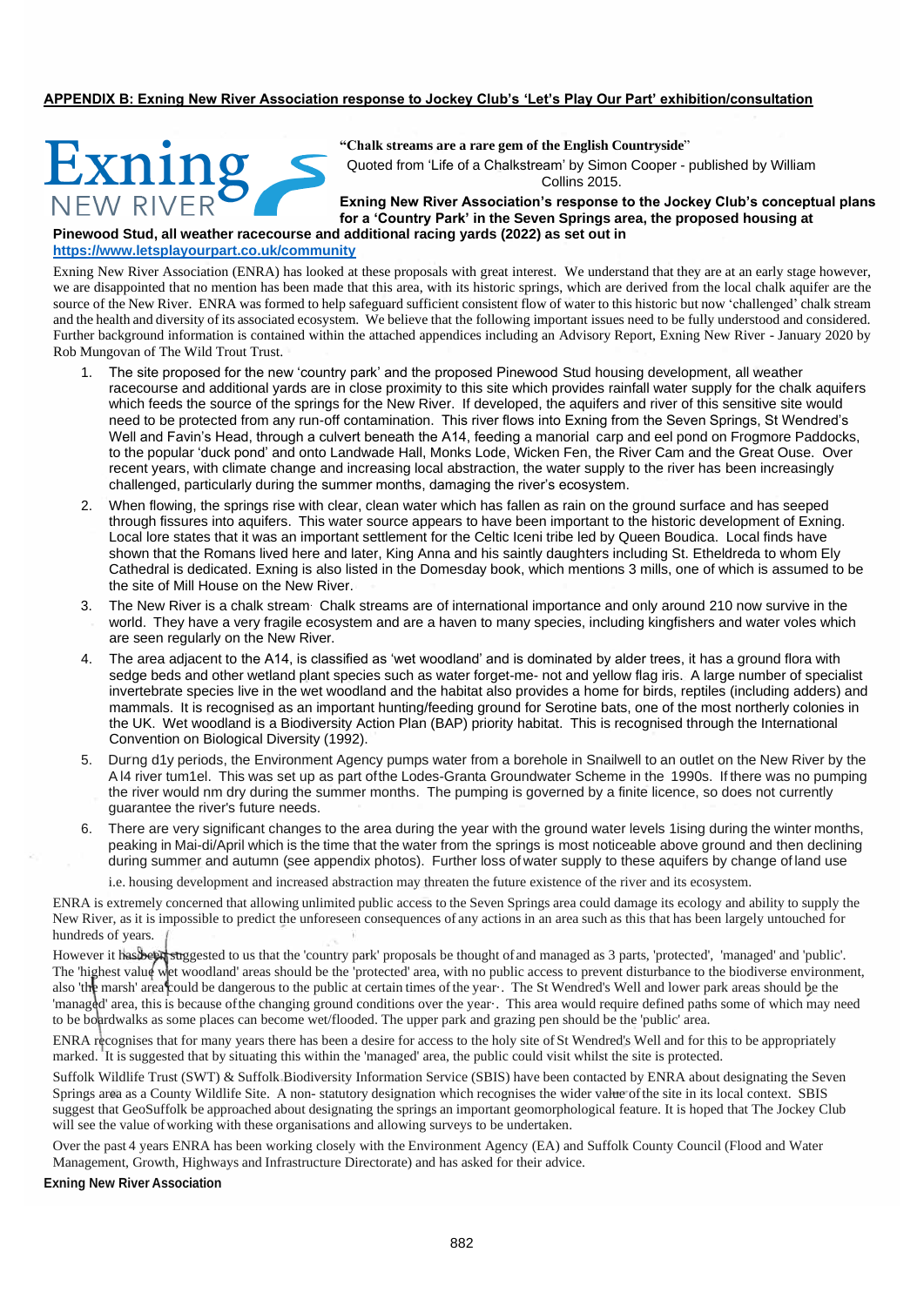**APPENDIX B: Exning New River Association response to Jockey Club's 'Let's Play Our Part' exhibition/consultation**

Exning NEW RIVER

**"Chalk streams are a rare gem of the English Countryside"**

Quoted from 'Life of a Chalkstream' by Simon Cooper - published by William Collins 2015.

**Exning New River Association's response to the Jockey Club's conceptual plans for a 'Country Park' in the Seven Springs area, the proposed housing at Pinewood Stud, all weather racecourse and additional racing yards (2022) as set out in https://www.letsplayourpart.co.uk/community**

Exning New River Association (ENRA) has looked at these proposals with great interest. We understand that they are at an early stage however, we are disappointed that no mention has been made that this area, with its historic springs, which are derived from the local chalk aquifer are the source of the New River. ENRA was formed to help safeguard sufficient consistent flow of water to this historic but now 'challenged' chalk stream and the health and diversity of its associated ecosystem. We believe that the following important issues need to be fully understood and considered. Further background information is contained within the attached appendices including an Advisory Report, Exning New River - January 2020 by Rob Mungovan of The Wild Trout Trust.

1. The site proposed for the new 'country park' and the proposed Pinewood Stud housing development, all weather racecourse and additional yards are in close proximity to this site which provides rainfall water supply for the chalk aquifers which feeds the source of the springs for the New River. If developed, the aquifers and river of this sensitive site would need to be protected from any run-off contamination. This river flows into Exning from the Seven Springs, St Wendred's Well and Favin's Head, through a culvert beneath the A14, feeding a manorial carp and eel pond on Frogmore Paddocks, to the popular 'duck pond' and onto Landwade Hall, Monks Lode, Wicken Fen, the River Cam and the Great Ouse. Over recent years, with climate change and increasing local abstraction, the water supply to the river has been increasingly challenged, particularly during the summer months, damaging the river's ecosystem.
2. When flowing, the springs rise with clear, clean water which has fallen as rain on the ground surface and has seeped through fissures into aquifers. This water source appears to have been important to the historic development of Exning. Local lore states that it was an important settlement for the Celtic Iceni tribe led by Queen Boudica. Local finds have shown that the Romans lived here and later, King Anna and his saintly daughters including St. Etheldreda to whom Ely Cathedral is dedicated. Exning is also listed in the Domesday book, which mentions 3 mills, one of which is assumed to be the site of Mill House on the New River.
3. The New River is a chalk stream. Chalk streams are of international importance and only around 210 now survive in the world. They have a very fragile ecosystem and are a haven to many species, including kingfishers and water voles which are seen regularly on the New River.
4. The area adjacent to the A14, is classified as 'wet woodland' and is dominated by alder trees, it has a ground flora with sedge beds and other wetland plant species such as water forget-me- not and yellow flag iris. A large number of specialist invertebrate species live in the wet woodland and the habitat also provides a home for birds, reptiles (including adders) and mammals. It is recognised as an important hunting/feeding ground for Serotine bats, one of the most northerly colonies in the UK. Wet woodland is a Biodiversity Action Plan (BAP) priority habitat. This is recognised through the International Convention on Biological Diversity (1992).
5. Durng d1y periods, the Environment Agency pumps water from a borehole in Snailwell to an outlet on the New River by the A l4 river tum1el. This was set up as part ofthe Lodes-Granta Groundwater Scheme in the 1990s. If there was no pumping the river would nm dry during the summer months. The pumping is governed by a finite licence, so does not currently guarantee the river's future needs.
6. There are very significant changes to the area during the year with the ground water levels 1ising during the winter months, peaking in Mai-di/April which is the time that the water from the springs is most noticeable above ground and then declining during summer and autumn (see appendix photos). Further loss of water supply to these aquifers by change of land use i.e. housing development and increased abstraction may threaten the future existence of the river and its ecosystem.

ENRA is extremely concerned that allowing unlimited public access to the Seven Springs area could damage its ecology and ability to supply the New River, as it is impossible to predict the unforeseen consequences of any actions in an area such as this that has been largely untouched for hundreds of years.

However it has been suggested to us that the 'country park' proposals be thought of and managed as 3 parts, 'protected', 'managed' and 'public'. The 'highest value wet woodland' areas should be the 'protected' area, with no public access to prevent disturbance to the biodiverse environment, also 'the marsh' area could be dangerous to the public at certain times of the year. The St Wendred's Well and lower park areas should be the 'managed' area, this is because of the changing ground conditions over the year. This area would require defined paths some of which may need to be boardwalks as some places can become wet/flooded. The upper park and grazing pen should be the 'public' area.

ENRA recognises that for many years there has been a desire for access to the holy site of St Wendred's Well and for this to be appropriately marked. It is suggested that by situating this within the 'managed' area, the public could visit whilst the site is protected.

Suffolk Wildlife Trust (SWT) & Suffolk Biodiversity Information Service (SBIS) have been contacted by ENRA about designating the Seven Springs area as a County Wildlife Site. A non- statutory designation which recognises the wider value of the site in its local context. SBIS suggest that GeoSuffolk be approached about designating the springs an important geomorphological feature. It is hoped that The Jockey Club will see the value of working with these organisations and allowing surveys to be undertaken.

Over the past 4 years ENRA has been working closely with the Environment Agency (EA) and Suffolk County Council (Flood and Water Management, Growth, Highways and Infrastructure Directorate) and has asked for their advice.

**Exning New River Association**